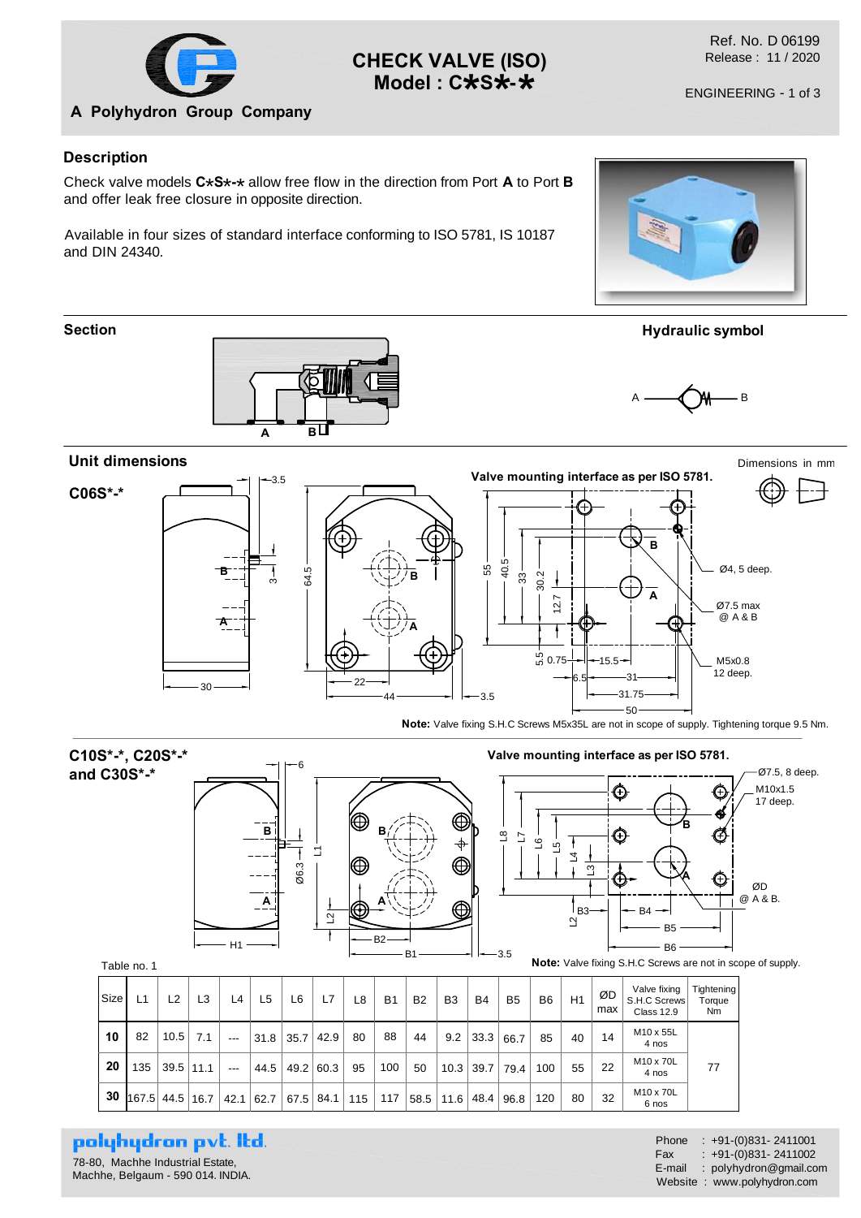# CHECK VALVE (ISO)
## Model : C✱S✱-✱

A Polyhydron Group Company

Ref. No. D 06199
Release : 11 / 2020

ENGINEERING

### Description

Check valve models **C✱S✱-✱** allow free flow in the direction from Port **A** to Port **B** and offer leak free closure in opposite direction.

Available in four sizes of standard interface conforming to ISO 5781, IS 10187 and DIN 24340.

### Section

### Hydraulic symbol

### Unit dimensions

Dimensions in mm

**C06S✱-✱**

**Valve mounting interface as per ISO 5781.**

Ø4, 5 deep.

Ø7.5 max @ A & B

M5x0.8 12 deep.

**Note:** Valve fixing S.H.C Screws M5x35L are not in scope of supply. Tightening torque 9.5 Nm.

**C10S✱-✱, C20S✱-✱ and C30S✱-✱**

**Valve mounting interface as per ISO 5781.**

Ø7.5, 8 deep.

M10x1.5 17 deep.

ØD @ A & B.

**Note:** Valve fixing S.H.C Screws are not in scope of supply.

Table no. 1

| Size | L1 | L2 | L3 | L4 | L5 | L6 | L7 | L8 | B1 | B2 | B3 | B4 | B5 | B6 | H1 | ØD max | Valve fixing S.H.C Screws Class 12.9 | Tightening Torque Nm |
|---|---|---|---|---|---|---|---|---|---|---|---|---|---|---|---|---|---|---|
| **10** | 82 | 10.5 | 7.1 | --- | 31.8 | 35.7 | 42.9 | 80 | 88 | 44 | 9.2 | 33.3 | 66.7 | 85 | 40 | 14 | M10 x 55L 4 nos | 77 |
| **20** | 135 | 39.5 | 11.1 | --- | 44.5 | 49.2 | 60.3 | 95 | 100 | 50 | 10.3 | 39.7 | 79.4 | 100 | 55 | 22 | M10 x 70L 4 nos | 77 |
| **30** | 167.5 | 44.5 | 16.7 | 42.1 | 62.7 | 67.5 | 84.1 | 115 | 117 | 58.5 | 11.6 | 48.4 | 96.8 | 120 | 80 | 32 | M10 x 70L 6 nos | 77 |

**polyhydron pvt. ltd.**
78-80, Machhe Industrial Estate,
Machhe, Belgaum - 590 014. INDIA.

Phone : +91-(0)831- 2411001
Fax : +91-(0)831- 2411002
E-mail : polyhydron@gmail.com
Website : www.polyhydron.com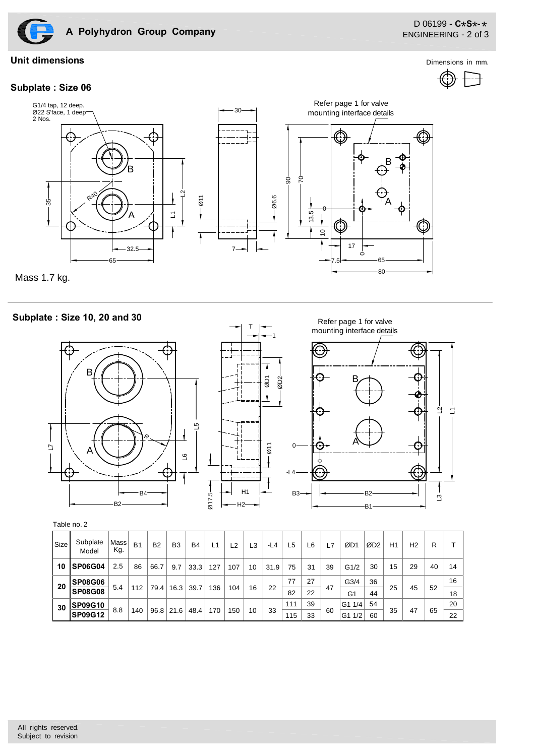## Unit dimensions

Dimensions in mm.

### Subplate : Size 06

G1/4 tap, 12 deep.
Ø22 S'face, 1 deep
2 Nos.

Refer page 1 for valve mounting interface details

Mass 1.7 kg.

### Subplate : Size 10, 20 and 30

Refer page 1 for valve mounting interface details

Table no. 2

| Size | Subplate Model | Mass Kg. | B1 | B2 | B3 | B4 | L1 | L2 | L3 | -L4 | L5 | L6 | L7 | ØD1 | ØD2 | H1 | H2 | R | T |
|---|---|---|---|---|---|---|---|---|---|---|---|---|---|---|---|---|---|---|---|
| 10 | **SP06G04** | 2.5 | 86 | 66.7 | 9.7 | 33.3 | 127 | 107 | 10 | 31.9 | 75 | 31 | 39 | G1/2 | 30 | 15 | 29 | 40 | 14 |
| 20 | **SP08G06** | 5.4 | 112 | 79.4 | 16.3 | 39.7 | 136 | 104 | 16 | 22 | 77 | 27 | 47 | G3/4 | 36 | 25 | 45 | 52 | 16 |
| | **SP08G08** | | | | | | | | | | 82 | 22 | | G1 | 44 | | | | 18 |
| 30 | **SP09G10** | 8.8 | 140 | 96.8 | 21.6 | 48.4 | 170 | 150 | 10 | 33 | 111 | 39 | 60 | G1 1/4 | 54 | 35 | 47 | 65 | 20 |
| | **SP09G12** | | | | | | | | | | 115 | 33 | | G1 1/2 | 60 | | | | 22 |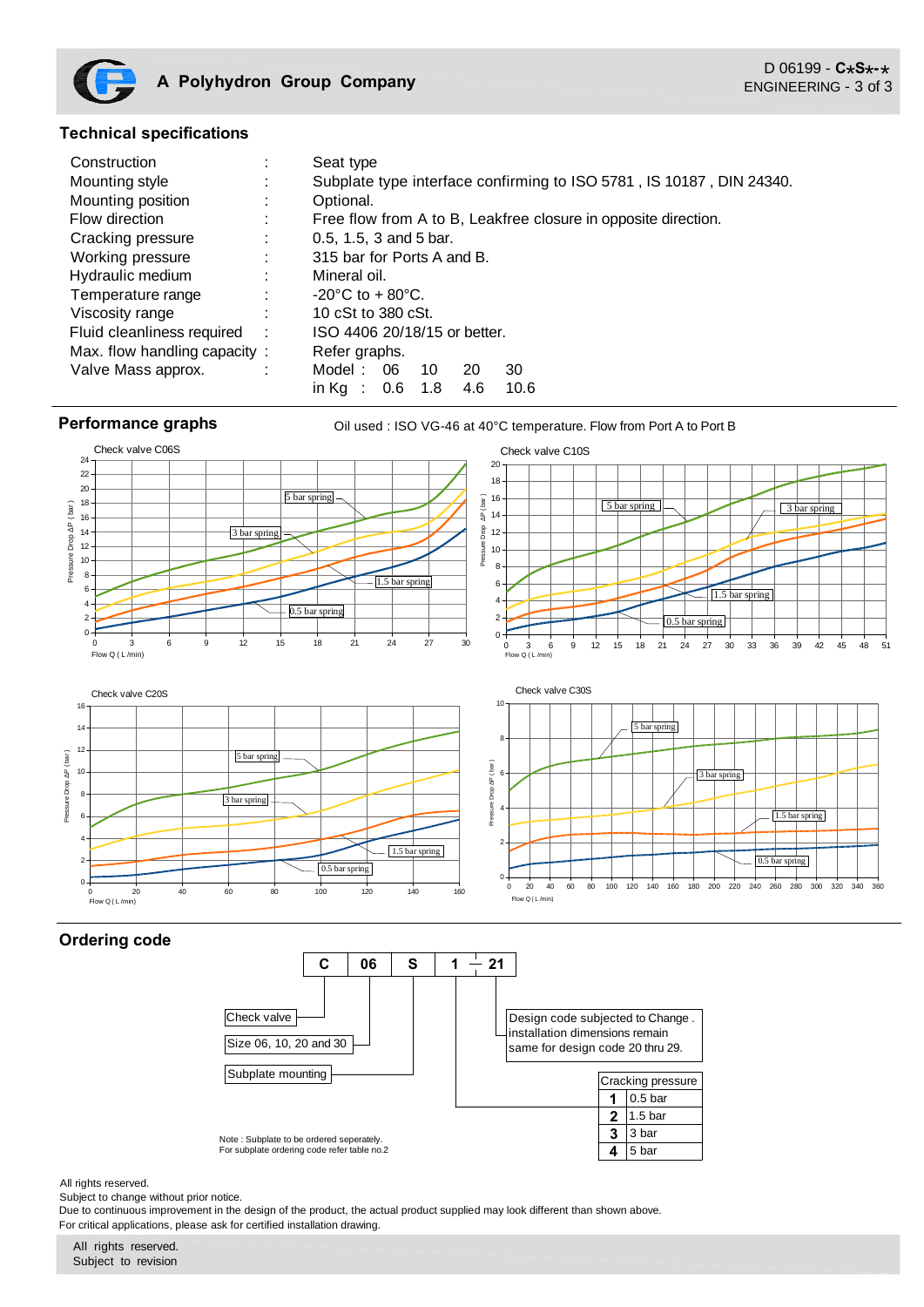A Polyhydron Group Company

## Technical specifications

| | | |
|---|---|---|
| Construction | : | Seat type |
| Mounting style | : | Subplate type interface confirming to ISO 5781 , IS 10187 , DIN 24340. |
| Mounting position | : | Optional. |
| Flow direction | : | Free flow from A to B, Leakfree closure in opposite direction. |
| Cracking pressure | : | 0.5, 1.5, 3 and 5 bar. |
| Working pressure | : | 315 bar for Ports A and B. |
| Hydraulic medium | : | Mineral oil. |
| Temperature range | : | -20°C to + 80°C. |
| Viscosity range | : | 10 cSt to 380 cSt. |
| Fluid cleanliness required | : | ISO 4406 20/18/15 or better. |
| Max. flow handling capacity | : | Refer graphs. |
| Valve Mass approx. | : | Model : 06 10 20 30<br>in Kg : 0.6 1.8 4.6 10.6 |

## Performance graphs

Oil used : ISO VG-46 at 40°C temperature. Flow from Port A to Port B

Check valve C06S

Pressure Drop ΔP ( bar )

0 2 4 6 8 10 12 14 16 18 20 22 24

Flow Q ( L /min)

0 3 6 9 12 15 18 21 24 27 30

5 bar spring
3 bar spring
1.5 bar spring
0.5 bar spring

Check valve C10S

Pressure Drop ΔP ( bar )

0 2 4 6 8 10 12 14 16 18 20

Flow Q ( L /min)

0 3 6 9 12 15 18 21 24 27 30 33 36 39 42 45 48 51

5 bar spring
3 bar spring
1.5 bar spring
0.5 bar spring

Check valve C20S

Pressure Drop ΔP ( bar )

0 2 4 6 8 10 12 14 16

Flow Q ( L /min)

0 20 40 60 80 100 120 140 160

5 bar spring
3 bar spring
1.5 bar spring
0.5 bar spring

Check valve C30S

Pressure Drop ΔP ( bar )

0 2 4 6 8 10

Flow Q ( L /min)

0 20 40 60 80 100 120 140 160 180 200 220 240 260 280 300 320 340 360

5 bar spring
3 bar spring
1.5 bar spring
0.5 bar spring

## Ordering code

C | 06 | S | 1 - 21

Check valve

Size 06, 10, 20 and 30

Subplate mounting

Design code subjected to Change . installation dimensions remain same for design code 20 thru 29.

| Cracking pressure | |
|---|---|
| 1 | 0.5 bar |
| 2 | 1.5 bar |
| 3 | 3 bar |
| 4 | 5 bar |

Note : Subplate to be ordered seperately.
For subplate ordering code refer table no.2

All rights reserved.
Subject to change without prior notice.
Due to continuous improvement in the design of the product, the actual product supplied may look different than shown above.
For critical applications, please ask for certified installation drawing.